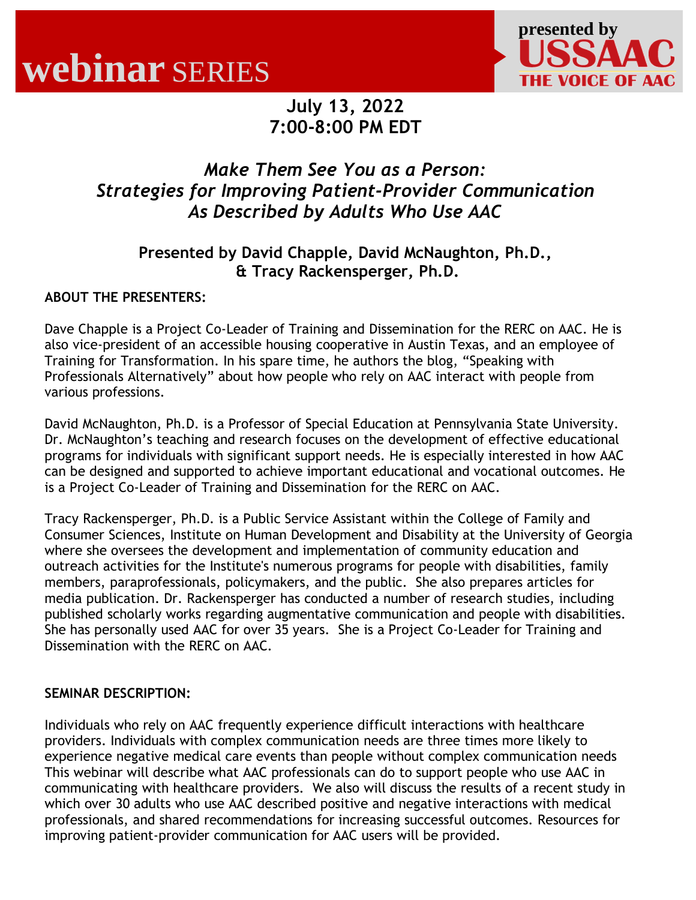# webinar SERIES

presented by **USSAAC** THE VOICE OF AAC

**July 13, 2022**
**7:00-8:00 PM EDT**

## *Make Them See You as a Person: Strategies for Improving Patient-Provider Communication As Described by Adults Who Use AAC*

### Presented by David Chapple, David McNaughton, Ph.D., & Tracy Rackensperger, Ph.D.

**ABOUT THE PRESENTERS:**

Dave Chapple is a Project Co-Leader of Training and Dissemination for the RERC on AAC. He is also vice-president of an accessible housing cooperative in Austin Texas, and an employee of Training for Transformation. In his spare time, he authors the blog, "Speaking with Professionals Alternatively" about how people who rely on AAC interact with people from various professions.

David McNaughton, Ph.D. is a Professor of Special Education at Pennsylvania State University. Dr. McNaughton's teaching and research focuses on the development of effective educational programs for individuals with significant support needs. He is especially interested in how AAC can be designed and supported to achieve important educational and vocational outcomes. He is a Project Co-Leader of Training and Dissemination for the RERC on AAC.

Tracy Rackensperger, Ph.D. is a Public Service Assistant within the College of Family and Consumer Sciences, Institute on Human Development and Disability at the University of Georgia where she oversees the development and implementation of community education and outreach activities for the Institute's numerous programs for people with disabilities, family members, paraprofessionals, policymakers, and the public. She also prepares articles for media publication. Dr. Rackensperger has conducted a number of research studies, including published scholarly works regarding augmentative communication and people with disabilities. She has personally used AAC for over 35 years. She is a Project Co-Leader for Training and Dissemination with the RERC on AAC.

**SEMINAR DESCRIPTION:**

Individuals who rely on AAC frequently experience difficult interactions with healthcare providers. Individuals with complex communication needs are three times more likely to experience negative medical care events than people without complex communication needs This webinar will describe what AAC professionals can do to support people who use AAC in communicating with healthcare providers. We also will discuss the results of a recent study in which over 30 adults who use AAC described positive and negative interactions with medical professionals, and shared recommendations for increasing successful outcomes. Resources for improving patient-provider communication for AAC users will be provided.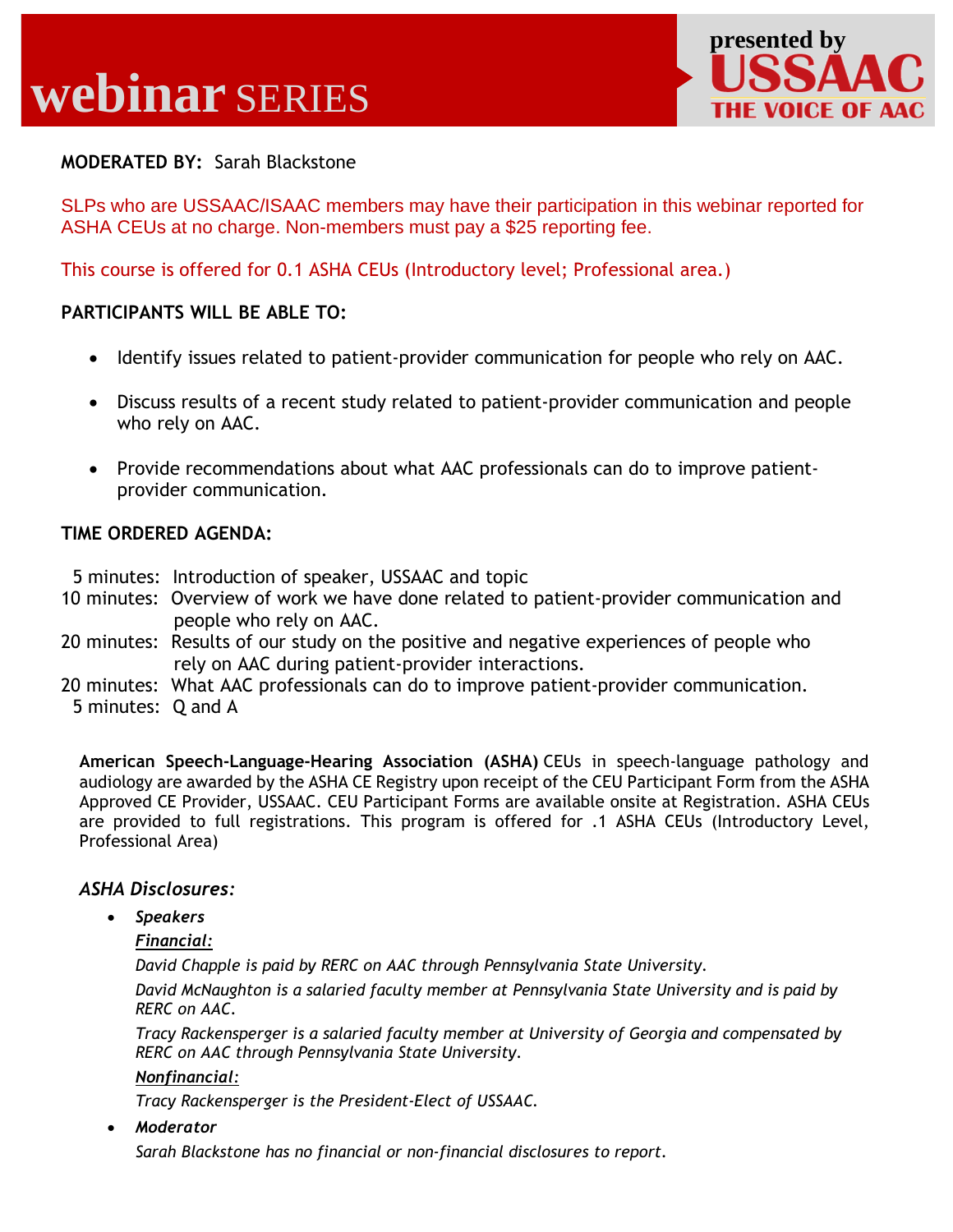# webinar SERIES

presented by **USSAAC** THE VOICE OF AAC

**MODERATED BY:** Sarah Blackstone

SLPs who are USSAAC/ISAAC members may have their participation in this webinar reported for ASHA CEUs at no charge. Non-members must pay a $25 reporting fee.

This course is offered for 0.1 ASHA CEUs (Introductory level; Professional area.)

**PARTICIPANTS WILL BE ABLE TO:**

- Identify issues related to patient-provider communication for people who rely on AAC.
- Discuss results of a recent study related to patient-provider communication and people who rely on AAC.
- Provide recommendations about what AAC professionals can do to improve patient-provider communication.

**TIME ORDERED AGENDA:**

5 minutes: Introduction of speaker, USSAAC and topic
10 minutes: Overview of work we have done related to patient-provider communication and people who rely on AAC.
20 minutes: Results of our study on the positive and negative experiences of people who rely on AAC during patient-provider interactions.
20 minutes: What AAC professionals can do to improve patient-provider communication.
5 minutes: Q and A

**American Speech-Language-Hearing Association (ASHA)** CEUs in speech-language pathology and audiology are awarded by the ASHA CE Registry upon receipt of the CEU Participant Form from the ASHA Approved CE Provider, USSAAC. CEU Participant Forms are available onsite at Registration. ASHA CEUs are provided to full registrations. This program is offered for .1 ASHA CEUs (Introductory Level, Professional Area)

*ASHA Disclosures:*

- ***Speakers***

  ***Financial:***

  *David Chapple is paid by RERC on AAC through Pennsylvania State University.*

  *David McNaughton is a salaried faculty member at Pennsylvania State University and is paid by RERC on AAC.*

  *Tracy Rackensperger is a salaried faculty member at University of Georgia and compensated by RERC on AAC through Pennsylvania State University.*

  ***Nonfinancial:***

  *Tracy Rackensperger is the President-Elect of USSAAC.*

- ***Moderator***

  *Sarah Blackstone has no financial or non-financial disclosures to report.*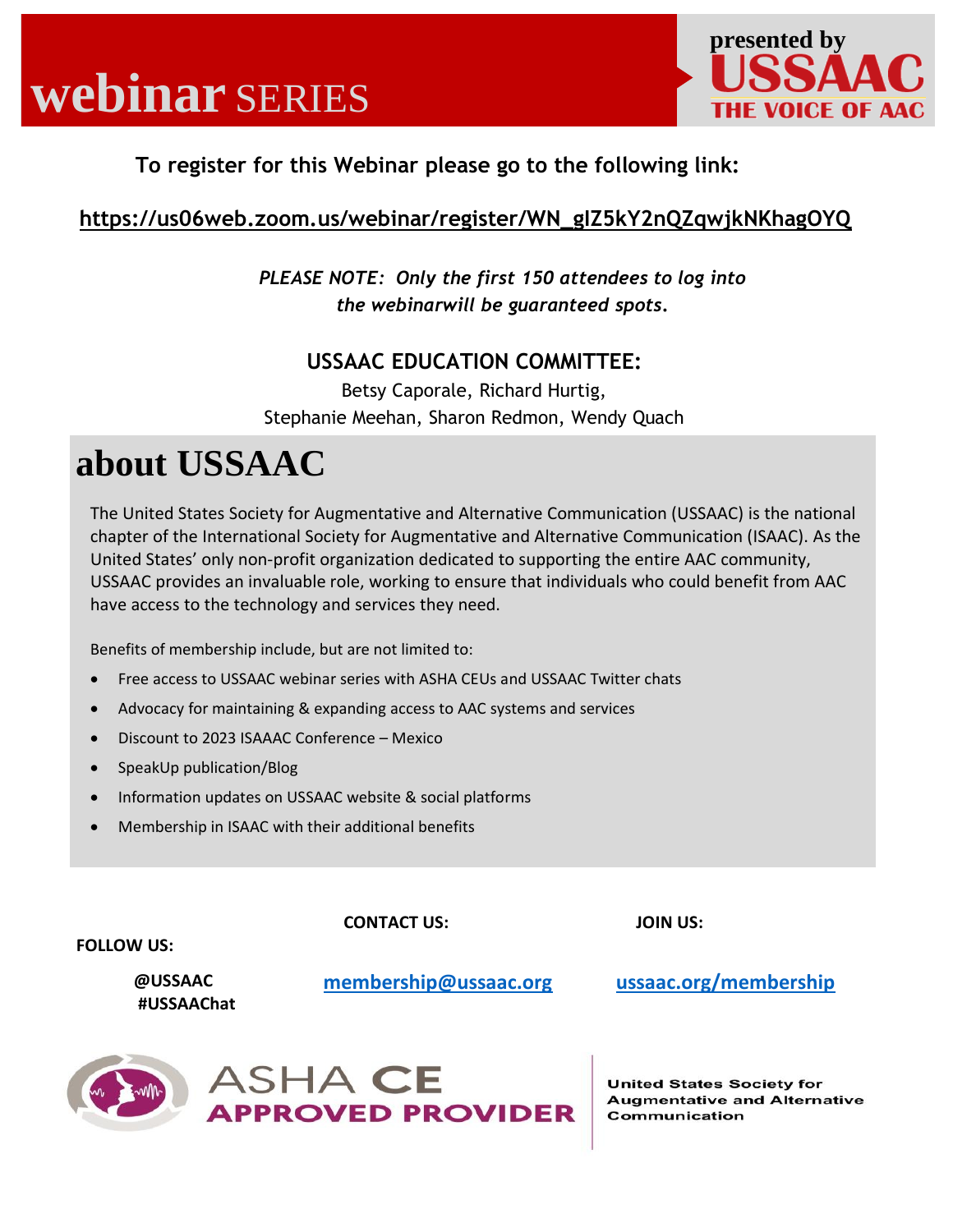# webinar SERIES

presented by **USSAAC** THE VOICE OF AAC

**To register for this Webinar please go to the following link:**

**https://us06web.zoom.us/webinar/register/WN_gIZ5kY2nQZqwjkNKhagOYQ**

***PLEASE NOTE: Only the first 150 attendees to log into the webinarwill be guaranteed spots.***

**USSAAC EDUCATION COMMITTEE:**

Betsy Caporale, Richard Hurtig,
Stephanie Meehan, Sharon Redmon, Wendy Quach

# about USSAAC

The United States Society for Augmentative and Alternative Communication (USSAAC) is the national chapter of the International Society for Augmentative and Alternative Communication (ISAAC). As the United States' only non-profit organization dedicated to supporting the entire AAC community, USSAAC provides an invaluable role, working to ensure that individuals who could benefit from AAC have access to the technology and services they need.

Benefits of membership include, but are not limited to:

- Free access to USSAAC webinar series with ASHA CEUs and USSAAC Twitter chats
- Advocacy for maintaining & expanding access to AAC systems and services
- Discount to 2023 ISAAAC Conference – Mexico
- SpeakUp publication/Blog
- Information updates on USSAAC website & social platforms
- Membership in ISAAC with their additional benefits

**FOLLOW US:**

**@USSAAC**
**#USSAAChat**

**CONTACT US:**

**membership@ussaac.org**

**JOIN US:**

**ussaac.org/membership**

ASHA CE APPROVED PROVIDER

United States Society for Augmentative and Alternative Communication